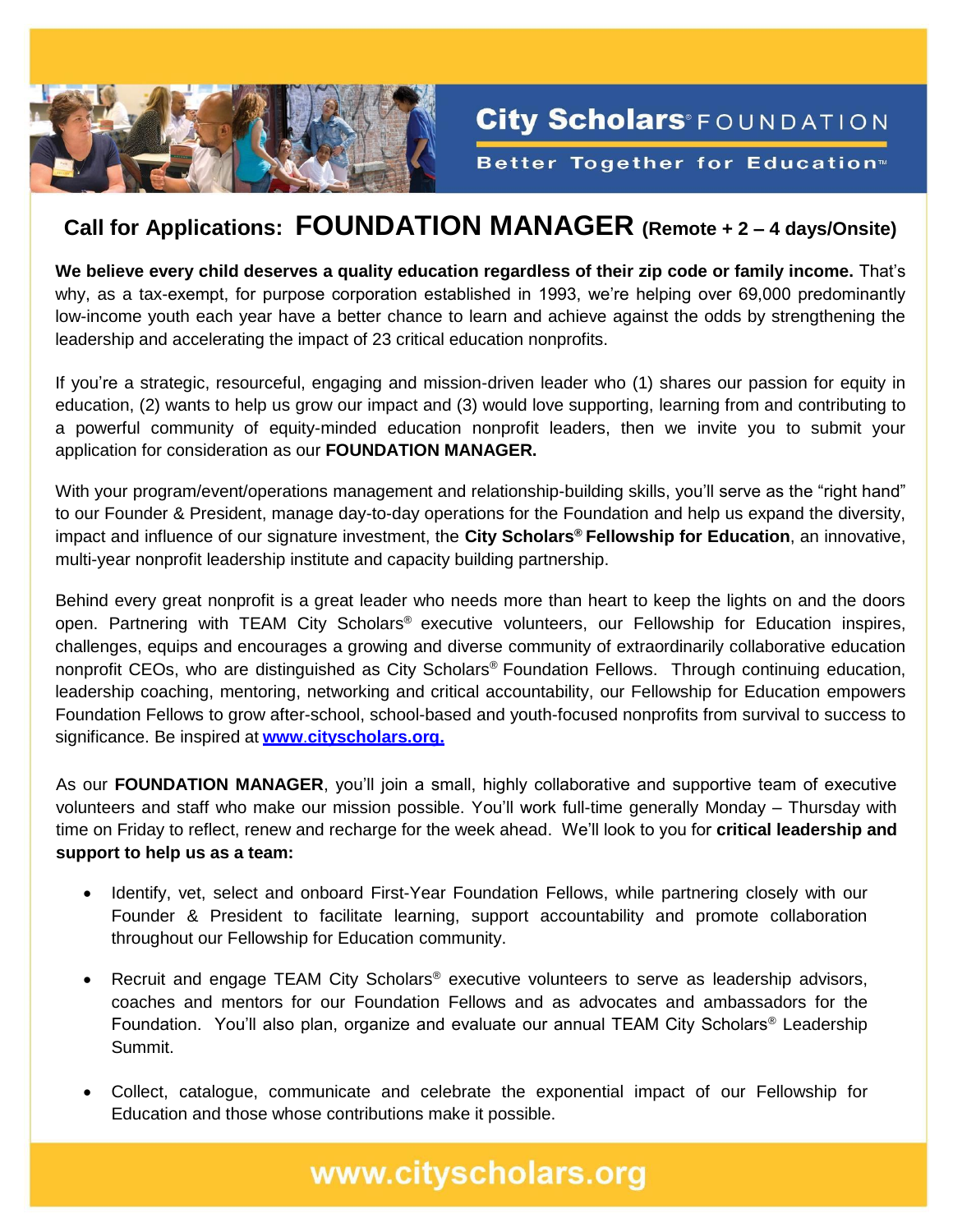**City Scholars® FOUNDATION**

**Better Together for Education™**

# Call for Applications: FOUNDATION MANAGER (Remote + 2 – 4 days/Onsite)

**We believe every child deserves a quality education regardless of their zip code or family income.** That's why, as a tax-exempt, for purpose corporation established in 1993, we're helping over 69,000 predominantly low-income youth each year have a better chance to learn and achieve against the odds by strengthening the leadership and accelerating the impact of 23 critical education nonprofits.

If you're a strategic, resourceful, engaging and mission-driven leader who (1) shares our passion for equity in education, (2) wants to help us grow our impact and (3) would love supporting, learning from and contributing to a powerful community of equity-minded education nonprofit leaders, then we invite you to submit your application for consideration as our **FOUNDATION MANAGER.**

With your program/event/operations management and relationship-building skills, you'll serve as the "right hand" to our Founder & President, manage day-to-day operations for the Foundation and help us expand the diversity, impact and influence of our signature investment, the **City Scholars® Fellowship for Education**, an innovative, multi-year nonprofit leadership institute and capacity building partnership.

Behind every great nonprofit is a great leader who needs more than heart to keep the lights on and the doors open. Partnering with TEAM City Scholars® executive volunteers, our Fellowship for Education inspires, challenges, equips and encourages a growing and diverse community of extraordinarily collaborative education nonprofit CEOs, who are distinguished as City Scholars® Foundation Fellows. Through continuing education, leadership coaching, mentoring, networking and critical accountability, our Fellowship for Education empowers Foundation Fellows to grow after-school, school-based and youth-focused nonprofits from survival to success to significance. Be inspired at **www.cityscholars.org.**

As our **FOUNDATION MANAGER**, you'll join a small, highly collaborative and supportive team of executive volunteers and staff who make our mission possible. You'll work full-time generally Monday – Thursday with time on Friday to reflect, renew and recharge for the week ahead. We'll look to you for **critical leadership and support to help us as a team:**

- Identify, vet, select and onboard First-Year Foundation Fellows, while partnering closely with our Founder & President to facilitate learning, support accountability and promote collaboration throughout our Fellowship for Education community.
- Recruit and engage TEAM City Scholars® executive volunteers to serve as leadership advisors, coaches and mentors for our Foundation Fellows and as advocates and ambassadors for the Foundation. You'll also plan, organize and evaluate our annual TEAM City Scholars® Leadership Summit.
- Collect, catalogue, communicate and celebrate the exponential impact of our Fellowship for Education and those whose contributions make it possible.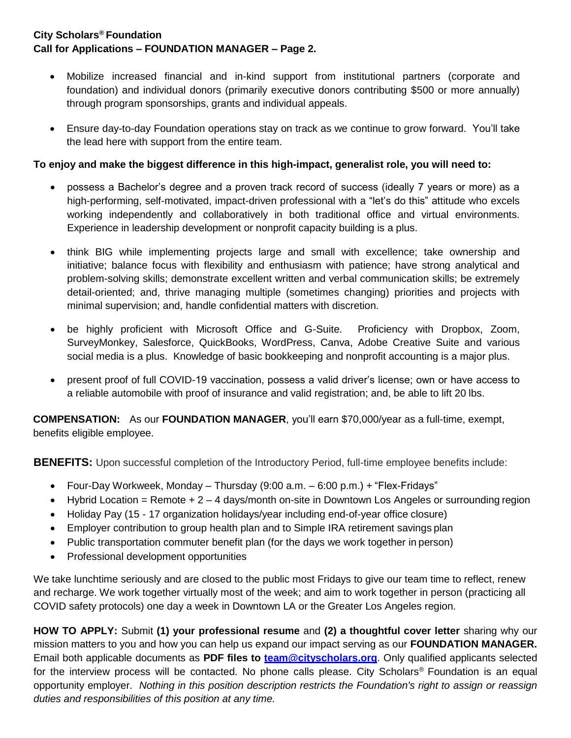- Mobilize increased financial and in-kind support from institutional partners (corporate and foundation) and individual donors (primarily executive donors contributing $500 or more annually) through program sponsorships, grants and individual appeals.
- Ensure day-to-day Foundation operations stay on track as we continue to grow forward. You'll take the lead here with support from the entire team.

**To enjoy and make the biggest difference in this high-impact, generalist role, you will need to:**

- possess a Bachelor's degree and a proven track record of success (ideally 7 years or more) as a high-performing, self-motivated, impact-driven professional with a "let's do this" attitude who excels working independently and collaboratively in both traditional office and virtual environments. Experience in leadership development or nonprofit capacity building is a plus.
- think BIG while implementing projects large and small with excellence; take ownership and initiative; balance focus with flexibility and enthusiasm with patience; have strong analytical and problem-solving skills; demonstrate excellent written and verbal communication skills; be extremely detail-oriented; and, thrive managing multiple (sometimes changing) priorities and projects with minimal supervision; and, handle confidential matters with discretion.
- be highly proficient with Microsoft Office and G-Suite. Proficiency with Dropbox, Zoom, SurveyMonkey, Salesforce, QuickBooks, WordPress, Canva, Adobe Creative Suite and various social media is a plus. Knowledge of basic bookkeeping and nonprofit accounting is a major plus.
- present proof of full COVID-19 vaccination, possess a valid driver's license; own or have access to a reliable automobile with proof of insurance and valid registration; and, be able to lift 20 lbs.

**COMPENSATION:** As our **FOUNDATION MANAGER**, you'll earn $70,000/year as a full-time, exempt, benefits eligible employee.

**BENEFITS:** Upon successful completion of the Introductory Period, full-time employee benefits include:

- Four-Day Workweek, Monday – Thursday (9:00 a.m. – 6:00 p.m.) + "Flex-Fridays"
- Hybrid Location = Remote + 2 – 4 days/month on-site in Downtown Los Angeles or surrounding region
- Holiday Pay (15 - 17 organization holidays/year including end-of-year office closure)
- Employer contribution to group health plan and to Simple IRA retirement savings plan
- Public transportation commuter benefit plan (for the days we work together in person)
- Professional development opportunities

We take lunchtime seriously and are closed to the public most Fridays to give our team time to reflect, renew and recharge. We work together virtually most of the week; and aim to work together in person (practicing all COVID safety protocols) one day a week in Downtown LA or the Greater Los Angeles region.

**HOW TO APPLY:** Submit **(1) your professional resume** and **(2) a thoughtful cover letter** sharing why our mission matters to you and how you can help us expand our impact serving as our **FOUNDATION MANAGER.** Email both applicable documents as **PDF files to [team@cityscholars.org](mailto:team@cityscholars.org)**. Only qualified applicants selected for the interview process will be contacted. No phone calls please. City Scholars® Foundation is an equal opportunity employer. *Nothing in this position description restricts the Foundation's right to assign or reassign duties and responsibilities of this position at any time.*